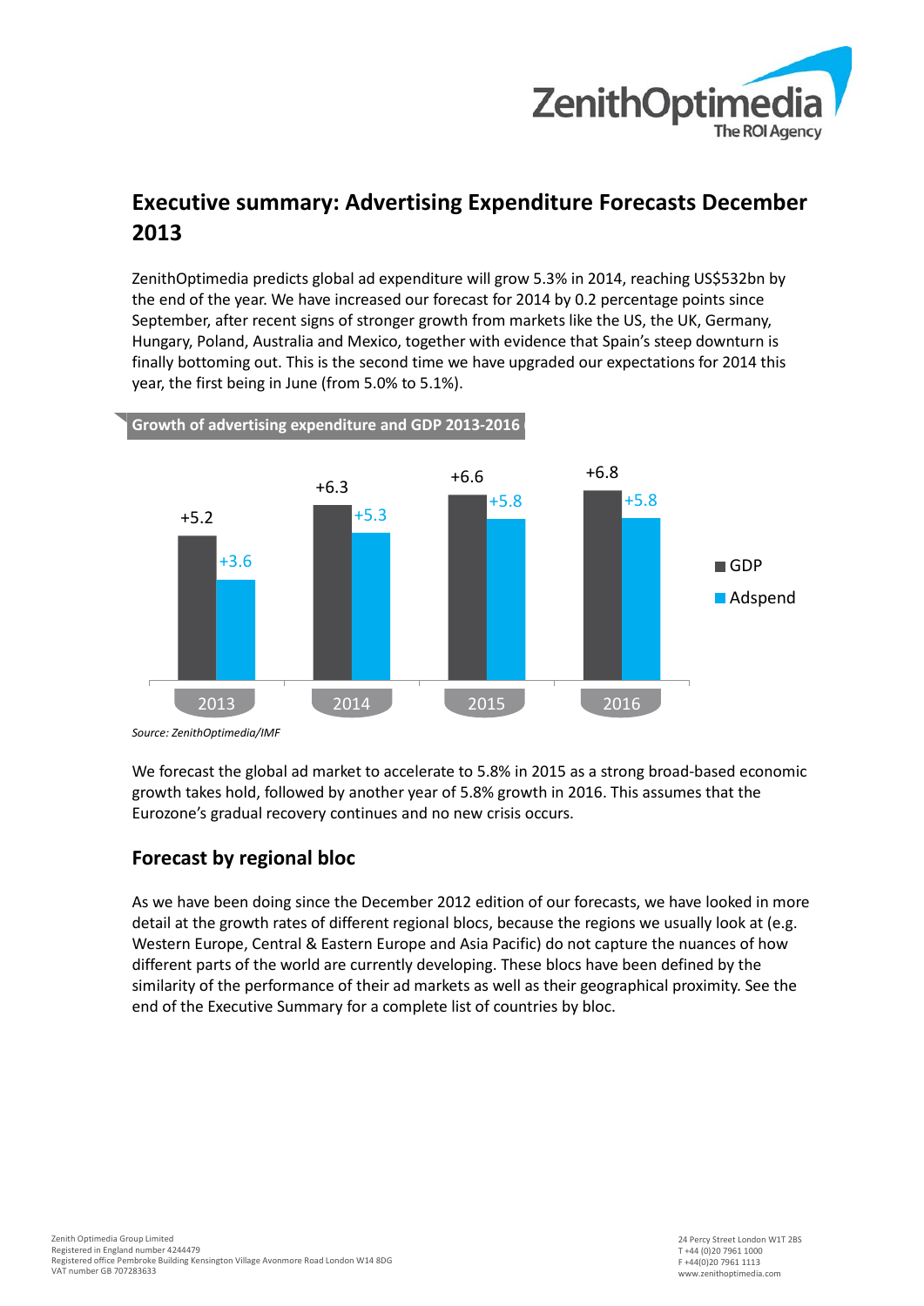# Executive summary: Advertising Expenditure Forecasts December 2013

ZenithOptimedia predicts global ad expenditure will grow 5.3% in 2014, reaching US$532bn by the end of the year. We have increased our forecast for 2014 by 0.2 percentage points since September, after recent signs of stronger growth from markets like the US, the UK, Germany, Hungary, Poland, Australia and Mexico, together with evidence that Spain's steep downturn is finally bottoming out. This is the second time we have upgraded our expectations for 2014 this year, the first being in June (from 5.0% to 5.1%).

**Growth of advertising expenditure and GDP 2013-2016**

| | GDP | Adspend |
|---|---|---|
| 2013 | +5.2 | +3.6 |
| 2014 | +6.3 | +5.3 |
| 2015 | +6.6 | +5.8 |
| 2016 | +6.8 | +5.8 |

*Source: ZenithOptimedia/IMF*

We forecast the global ad market to accelerate to 5.8% in 2015 as a strong broad-based economic growth takes hold, followed by another year of 5.8% growth in 2016. This assumes that the Eurozone's gradual recovery continues and no new crisis occurs.

## Forecast by regional bloc

As we have been doing since the December 2012 edition of our forecasts, we have looked in more detail at the growth rates of different regional blocs, because the regions we usually look at (e.g. Western Europe, Central & Eastern Europe and Asia Pacific) do not capture the nuances of how different parts of the world are currently developing. These blocs have been defined by the similarity of the performance of their ad markets as well as their geographical proximity. See the end of the Executive Summary for a complete list of countries by bloc.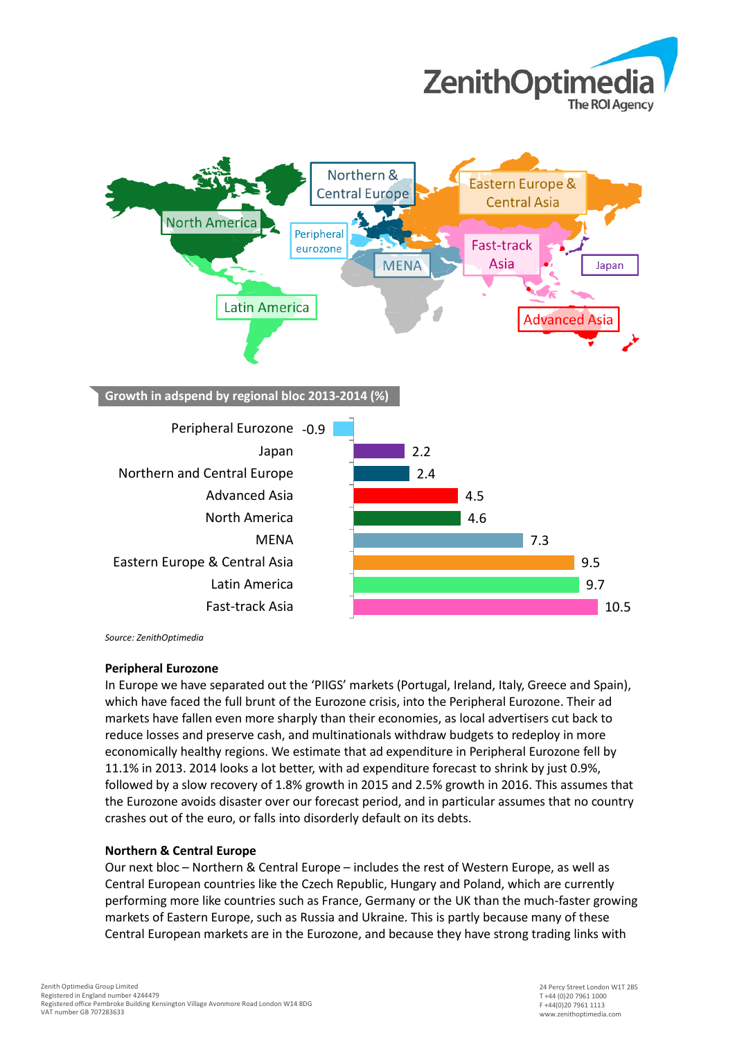## Growth in adspend by regional bloc 2013-2014 (%)

| Regional bloc | Growth (%) |
|---|---|
| Peripheral Eurozone | -0.9 |
| Japan | 2.2 |
| Northern and Central Europe | 2.4 |
| Advanced Asia | 4.5 |
| North America | 4.6 |
| MENA | 7.3 |
| Eastern Europe & Central Asia | 9.5 |
| Latin America | 9.7 |
| Fast-track Asia | 10.5 |

*Source: ZenithOptimedia*

### Peripheral Eurozone

In Europe we have separated out the 'PIIGS' markets (Portugal, Ireland, Italy, Greece and Spain), which have faced the full brunt of the Eurozone crisis, into the Peripheral Eurozone. Their ad markets have fallen even more sharply than their economies, as local advertisers cut back to reduce losses and preserve cash, and multinationals withdraw budgets to redeploy in more economically healthy regions. We estimate that ad expenditure in Peripheral Eurozone fell by 11.1% in 2013. 2014 looks a lot better, with ad expenditure forecast to shrink by just 0.9%, followed by a slow recovery of 1.8% growth in 2015 and 2.5% growth in 2016. This assumes that the Eurozone avoids disaster over our forecast period, and in particular assumes that no country crashes out of the euro, or falls into disorderly default on its debts.

### Northern & Central Europe

Our next bloc – Northern & Central Europe – includes the rest of Western Europe, as well as Central European countries like the Czech Republic, Hungary and Poland, which are currently performing more like countries such as France, Germany or the UK than the much-faster growing markets of Eastern Europe, such as Russia and Ukraine. This is partly because many of these Central European markets are in the Eurozone, and because they have strong trading links with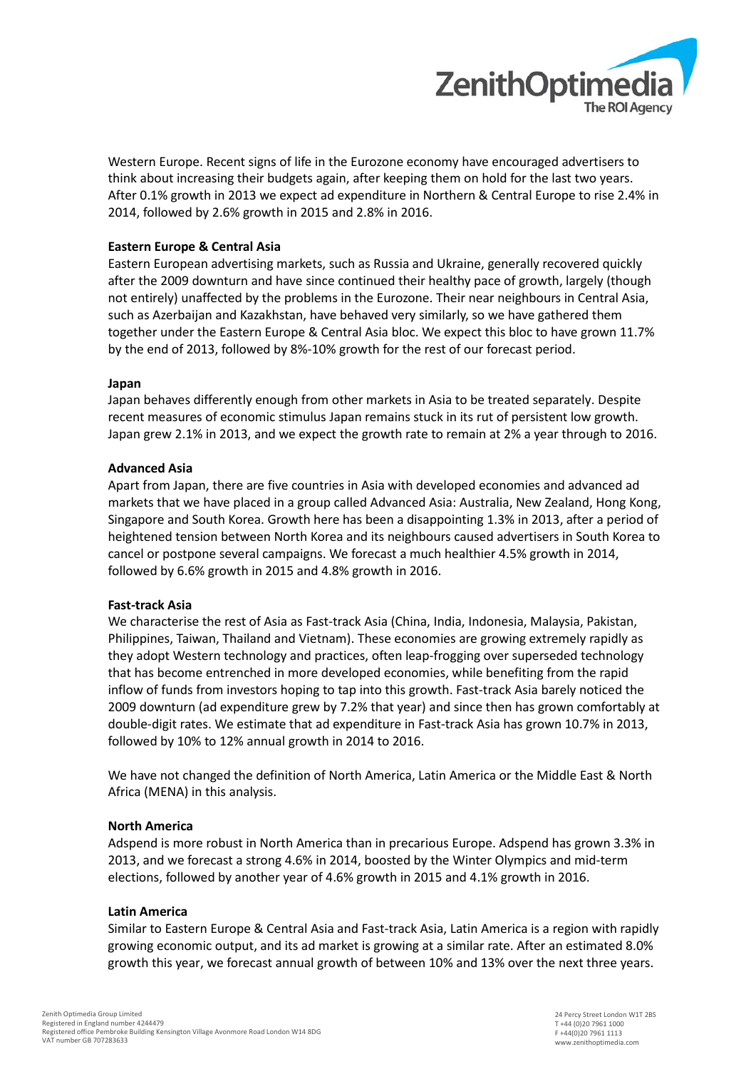Western Europe. Recent signs of life in the Eurozone economy have encouraged advertisers to think about increasing their budgets again, after keeping them on hold for the last two years. After 0.1% growth in 2013 we expect ad expenditure in Northern & Central Europe to rise 2.4% in 2014, followed by 2.6% growth in 2015 and 2.8% in 2016.

**Eastern Europe & Central Asia**

Eastern European advertising markets, such as Russia and Ukraine, generally recovered quickly after the 2009 downturn and have since continued their healthy pace of growth, largely (though not entirely) unaffected by the problems in the Eurozone. Their near neighbours in Central Asia, such as Azerbaijan and Kazakhstan, have behaved very similarly, so we have gathered them together under the Eastern Europe & Central Asia bloc. We expect this bloc to have grown 11.7% by the end of 2013, followed by 8%-10% growth for the rest of our forecast period.

**Japan**

Japan behaves differently enough from other markets in Asia to be treated separately. Despite recent measures of economic stimulus Japan remains stuck in its rut of persistent low growth. Japan grew 2.1% in 2013, and we expect the growth rate to remain at 2% a year through to 2016.

**Advanced Asia**

Apart from Japan, there are five countries in Asia with developed economies and advanced ad markets that we have placed in a group called Advanced Asia: Australia, New Zealand, Hong Kong, Singapore and South Korea. Growth here has been a disappointing 1.3% in 2013, after a period of heightened tension between North Korea and its neighbours caused advertisers in South Korea to cancel or postpone several campaigns. We forecast a much healthier 4.5% growth in 2014, followed by 6.6% growth in 2015 and 4.8% growth in 2016.

**Fast-track Asia**

We characterise the rest of Asia as Fast-track Asia (China, India, Indonesia, Malaysia, Pakistan, Philippines, Taiwan, Thailand and Vietnam). These economies are growing extremely rapidly as they adopt Western technology and practices, often leap-frogging over superseded technology that has become entrenched in more developed economies, while benefiting from the rapid inflow of funds from investors hoping to tap into this growth. Fast-track Asia barely noticed the 2009 downturn (ad expenditure grew by 7.2% that year) and since then has grown comfortably at double-digit rates. We estimate that ad expenditure in Fast-track Asia has grown 10.7% in 2013, followed by 10% to 12% annual growth in 2014 to 2016.

We have not changed the definition of North America, Latin America or the Middle East & North Africa (MENA) in this analysis.

**North America**

Adspend is more robust in North America than in precarious Europe. Adspend has grown 3.3% in 2013, and we forecast a strong 4.6% in 2014, boosted by the Winter Olympics and mid-term elections, followed by another year of 4.6% growth in 2015 and 4.1% growth in 2016.

**Latin America**

Similar to Eastern Europe & Central Asia and Fast-track Asia, Latin America is a region with rapidly growing economic output, and its ad market is growing at a similar rate. After an estimated 8.0% growth this year, we forecast annual growth of between 10% and 13% over the next three years.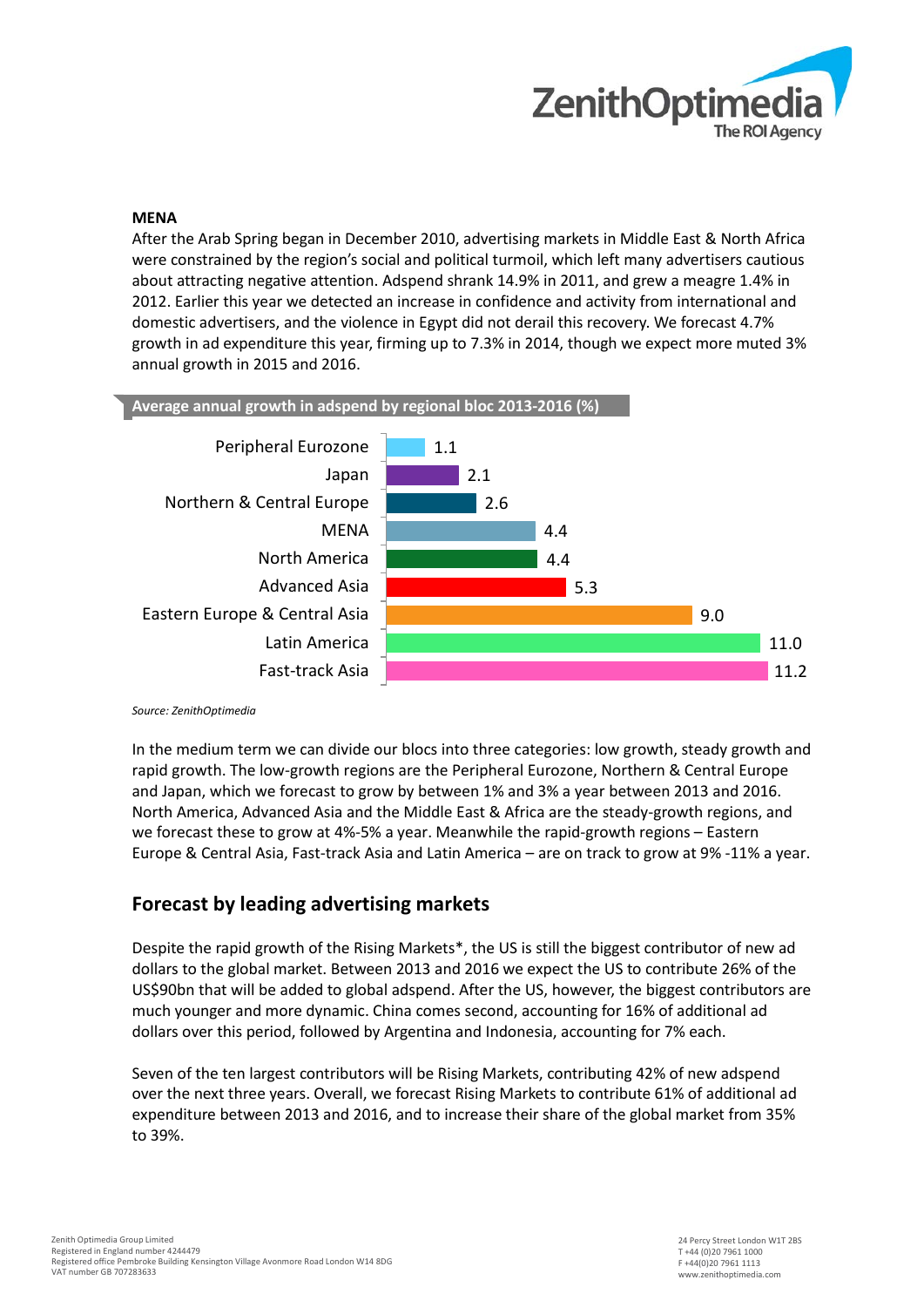**MENA**

After the Arab Spring began in December 2010, advertising markets in Middle East & North Africa were constrained by the region's social and political turmoil, which left many advertisers cautious about attracting negative attention. Adspend shrank 14.9% in 2011, and grew a meagre 1.4% in 2012. Earlier this year we detected an increase in confidence and activity from international and domestic advertisers, and the violence in Egypt did not derail this recovery. We forecast 4.7% growth in ad expenditure this year, firming up to 7.3% in 2014, though we expect more muted 3% annual growth in 2015 and 2016.

**Average annual growth in adspend by regional bloc 2013-2016 (%)**

| Regional bloc | % |
|---|---|
| Peripheral Eurozone | 1.1 |
| Japan | 2.1 |
| Northern & Central Europe | 2.6 |
| MENA | 4.4 |
| North America | 4.4 |
| Advanced Asia | 5.3 |
| Eastern Europe & Central Asia | 9.0 |
| Latin America | 11.0 |
| Fast-track Asia | 11.2 |

*Source: ZenithOptimedia*

In the medium term we can divide our blocs into three categories: low growth, steady growth and rapid growth. The low-growth regions are the Peripheral Eurozone, Northern & Central Europe and Japan, which we forecast to grow by between 1% and 3% a year between 2013 and 2016. North America, Advanced Asia and the Middle East & Africa are the steady-growth regions, and we forecast these to grow at 4%-5% a year. Meanwhile the rapid-growth regions – Eastern Europe & Central Asia, Fast-track Asia and Latin America – are on track to grow at 9% -11% a year.

## Forecast by leading advertising markets

Despite the rapid growth of the Rising Markets*, the US is still the biggest contributor of new ad dollars to the global market. Between 2013 and 2016 we expect the US to contribute 26% of the US$90bn that will be added to global adspend. After the US, however, the biggest contributors are much younger and more dynamic. China comes second, accounting for 16% of additional ad dollars over this period, followed by Argentina and Indonesia, accounting for 7% each.

Seven of the ten largest contributors will be Rising Markets, contributing 42% of new adspend over the next three years. Overall, we forecast Rising Markets to contribute 61% of additional ad expenditure between 2013 and 2016, and to increase their share of the global market from 35% to 39%.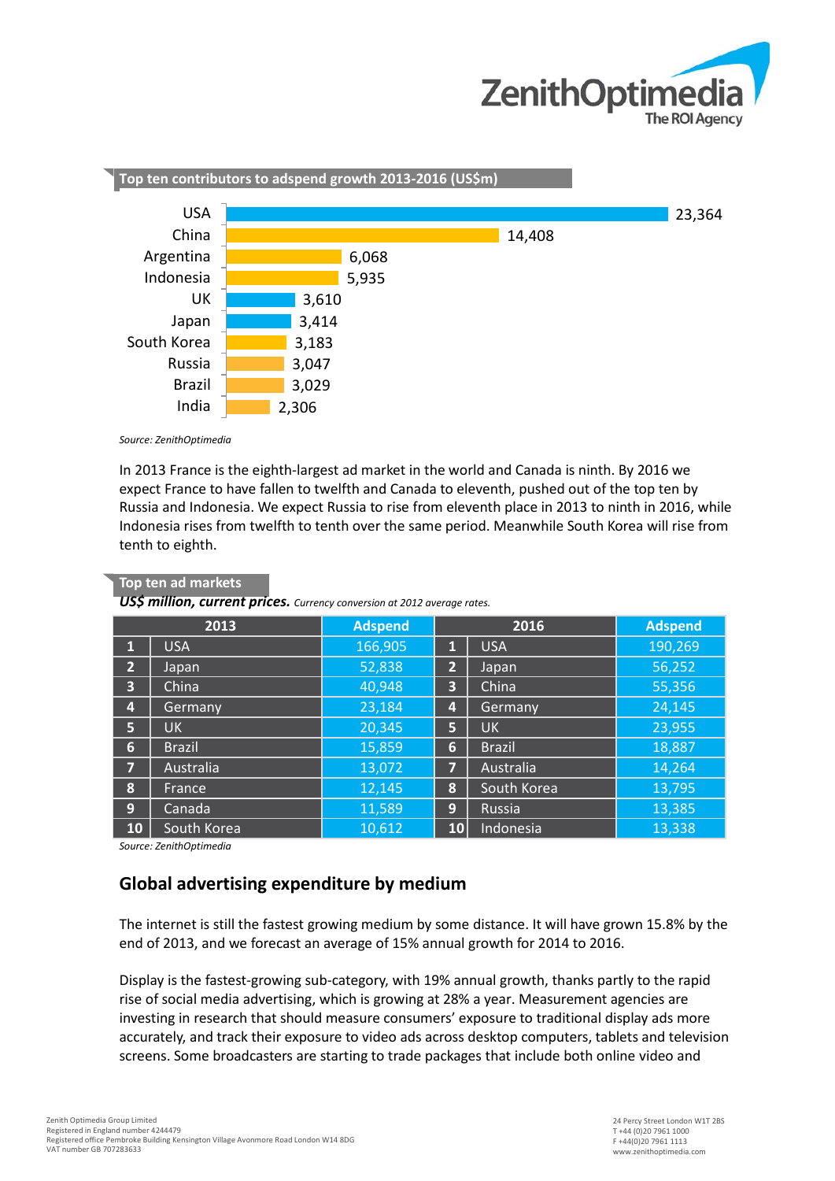### Top ten contributors to adspend growth 2013-2016 (US$m)

| Country | US$m |
|---|---|
| USA | 23,364 |
| China | 14,408 |
| Argentina | 6,068 |
| Indonesia | 5,935 |
| UK | 3,610 |
| Japan | 3,414 |
| South Korea | 3,183 |
| Russia | 3,047 |
| Brazil | 3,029 |
| India | 2,306 |

*Source: ZenithOptimedia*

In 2013 France is the eighth-largest ad market in the world and Canada is ninth. By 2016 we expect France to have fallen to twelfth and Canada to eleventh, pushed out of the top ten by Russia and Indonesia. We expect Russia to rise from eleventh place in 2013 to ninth in 2016, while Indonesia rises from twelfth to tenth over the same period. Meanwhile South Korea will rise from tenth to eighth.

### Top ten ad markets

***US$ million, current prices.*** *Currency conversion at 2012 average rates.*

| | 2013 | Adspend | | 2016 | Adspend |
|---|---|---|---|---|---|
| 1 | USA | 166,905 | 1 | USA | 190,269 |
| 2 | Japan | 52,838 | 2 | Japan | 56,252 |
| 3 | China | 40,948 | 3 | China | 55,356 |
| 4 | Germany | 23,184 | 4 | Germany | 24,145 |
| 5 | UK | 20,345 | 5 | UK | 23,955 |
| 6 | Brazil | 15,859 | 6 | Brazil | 18,887 |
| 7 | Australia | 13,072 | 7 | Australia | 14,264 |
| 8 | France | 12,145 | 8 | South Korea | 13,795 |
| 9 | Canada | 11,589 | 9 | Russia | 13,385 |
| 10 | South Korea | 10,612 | 10 | Indonesia | 13,338 |

*Source: ZenithOptimedia*

## Global advertising expenditure by medium

The internet is still the fastest growing medium by some distance. It will have grown 15.8% by the end of 2013, and we forecast an average of 15% annual growth for 2014 to 2016.

Display is the fastest-growing sub-category, with 19% annual growth, thanks partly to the rapid rise of social media advertising, which is growing at 28% a year. Measurement agencies are investing in research that should measure consumers' exposure to traditional display ads more accurately, and track their exposure to video ads across desktop computers, tablets and television screens. Some broadcasters are starting to trade packages that include both online video and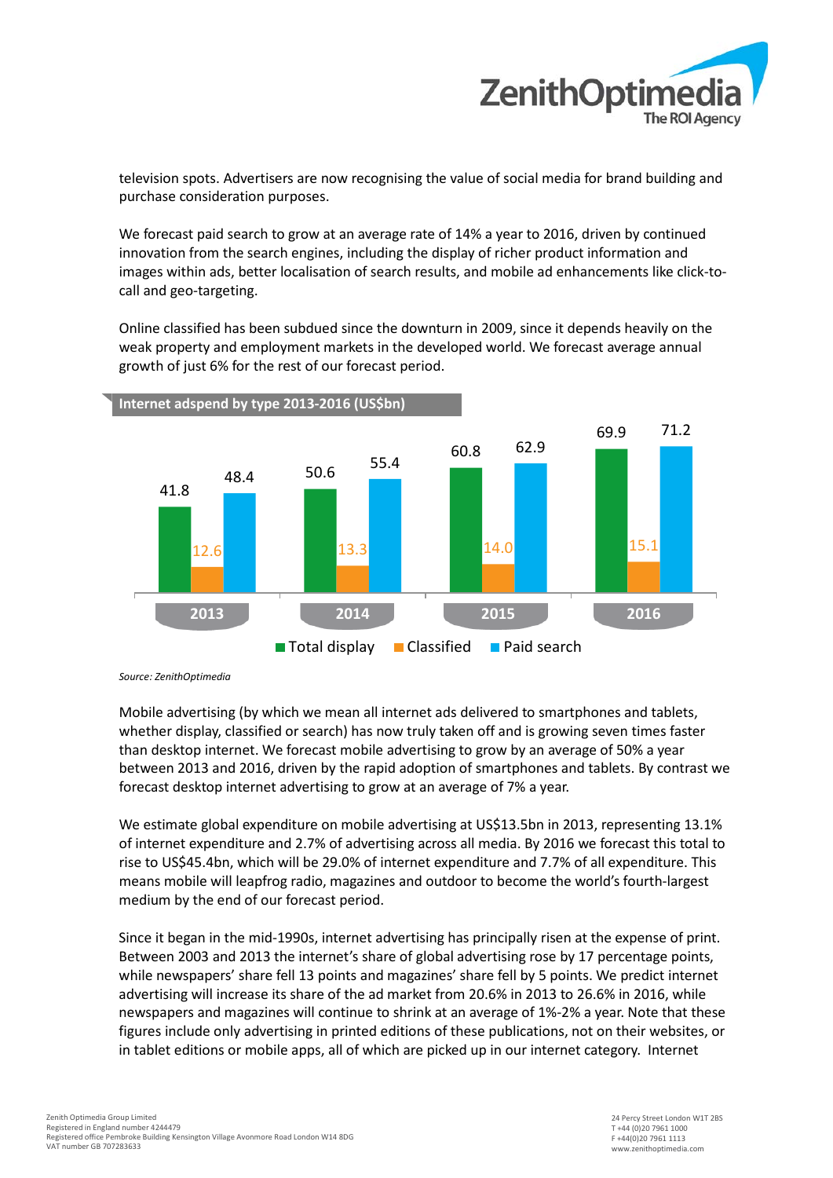television spots. Advertisers are now recognising the value of social media for brand building and purchase consideration purposes.

We forecast paid search to grow at an average rate of 14% a year to 2016, driven by continued innovation from the search engines, including the display of richer product information and images within ads, better localisation of search results, and mobile ad enhancements like click-to-call and geo-targeting.

Online classified has been subdued since the downturn in 2009, since it depends heavily on the weak property and employment markets in the developed world. We forecast average annual growth of just 6% for the rest of our forecast period.

**Internet adspend by type 2013-2016 (US$bn)**

| | 2013 | 2014 | 2015 | 2016 |
|---|---|---|---|---|
| Total display | 41.8 | 50.6 | 60.8 | 69.9 |
| Classified | 12.6 | 13.3 | 14.0 | 15.1 |
| Paid search | 48.4 | 55.4 | 62.9 | 71.2 |

*Source: ZenithOptimedia*

Mobile advertising (by which we mean all internet ads delivered to smartphones and tablets, whether display, classified or search) has now truly taken off and is growing seven times faster than desktop internet. We forecast mobile advertising to grow by an average of 50% a year between 2013 and 2016, driven by the rapid adoption of smartphones and tablets. By contrast we forecast desktop internet advertising to grow at an average of 7% a year.

We estimate global expenditure on mobile advertising at US$13.5bn in 2013, representing 13.1% of internet expenditure and 2.7% of advertising across all media. By 2016 we forecast this total to rise to US$45.4bn, which will be 29.0% of internet expenditure and 7.7% of all expenditure. This means mobile will leapfrog radio, magazines and outdoor to become the world's fourth-largest medium by the end of our forecast period.

Since it began in the mid-1990s, internet advertising has principally risen at the expense of print. Between 2003 and 2013 the internet's share of global advertising rose by 17 percentage points, while newspapers' share fell 13 points and magazines' share fell by 5 points. We predict internet advertising will increase its share of the ad market from 20.6% in 2013 to 26.6% in 2016, while newspapers and magazines will continue to shrink at an average of 1%-2% a year. Note that these figures include only advertising in printed editions of these publications, not on their websites, or in tablet editions or mobile apps, all of which are picked up in our internet category. Internet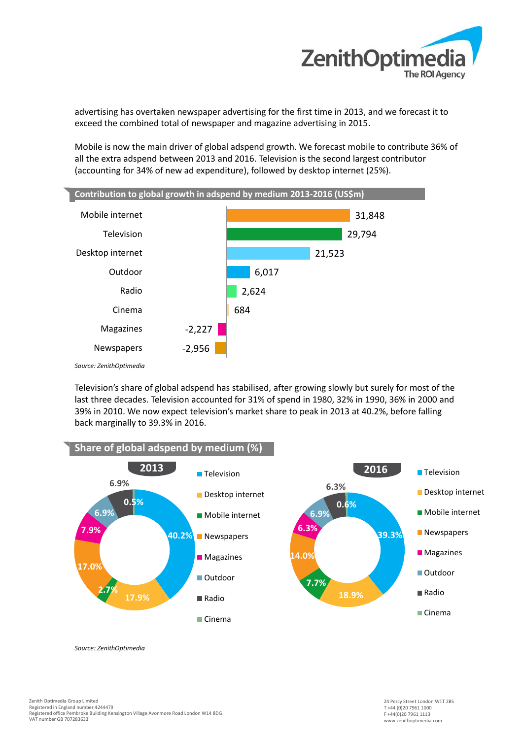advertising has overtaken newspaper advertising for the first time in 2013, and we forecast it to exceed the combined total of newspaper and magazine advertising in 2015.

Mobile is now the main driver of global adspend growth. We forecast mobile to contribute 36% of all the extra adspend between 2013 and 2016. Television is the second largest contributor (accounting for 34% of new ad expenditure), followed by desktop internet (25%).

**Contribution to global growth in adspend by medium 2013-2016 (US$m)**

| Medium | US$m |
|---|---|
| Mobile internet | 31,848 |
| Television | 29,794 |
| Desktop internet | 21,523 |
| Outdoor | 6,017 |
| Radio | 2,624 |
| Cinema | 684 |
| Magazines | -2,227 |
| Newspapers | -2,956 |

*Source: ZenithOptimedia*

Television's share of global adspend has stabilised, after growing slowly but surely for most of the last three decades. Television accounted for 31% of spend in 1980, 32% in 1990, 36% in 2000 and 39% in 2010. We now expect television's market share to peak in 2013 at 40.2%, before falling back marginally to 39.3% in 2016.

**Share of global adspend by medium (%)**

| Medium | 2013 | 2016 |
|---|---|---|
| Television | 40.2% | 39.3% |
| Desktop internet | 17.9% | 18.9% |
| Mobile internet | 2.7% | 7.7% |
| Newspapers | 17.0% | 14.0% |
| Magazines | 7.9% | 6.3% |
| Outdoor | 6.9% | 6.9% |
| Radio | 6.9% | 6.3% |
| Cinema | 0.5% | 0.6% |

*Source: ZenithOptimedia*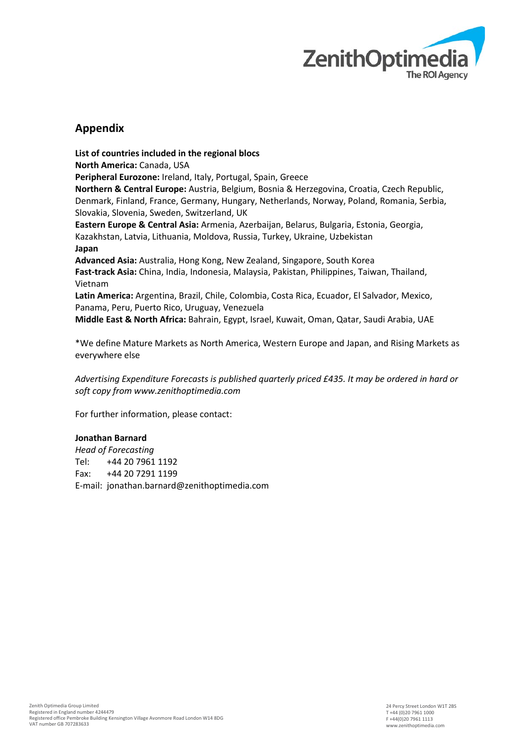## Appendix

**List of countries included in the regional blocs**
**North America:** Canada, USA
**Peripheral Eurozone:** Ireland, Italy, Portugal, Spain, Greece
**Northern & Central Europe:** Austria, Belgium, Bosnia & Herzegovina, Croatia, Czech Republic, Denmark, Finland, France, Germany, Hungary, Netherlands, Norway, Poland, Romania, Serbia, Slovakia, Slovenia, Sweden, Switzerland, UK
**Eastern Europe & Central Asia:** Armenia, Azerbaijan, Belarus, Bulgaria, Estonia, Georgia, Kazakhstan, Latvia, Lithuania, Moldova, Russia, Turkey, Ukraine, Uzbekistan
**Japan**
**Advanced Asia:** Australia, Hong Kong, New Zealand, Singapore, South Korea
**Fast-track Asia:** China, India, Indonesia, Malaysia, Pakistan, Philippines, Taiwan, Thailand, Vietnam
**Latin America:** Argentina, Brazil, Chile, Colombia, Costa Rica, Ecuador, El Salvador, Mexico, Panama, Peru, Puerto Rico, Uruguay, Venezuela
**Middle East & North Africa:** Bahrain, Egypt, Israel, Kuwait, Oman, Qatar, Saudi Arabia, UAE

*We define Mature Markets as North America, Western Europe and Japan, and Rising Markets as everywhere else

*Advertising Expenditure Forecasts is published quarterly priced £435. It may be ordered in hard or soft copy from www.zenithoptimedia.com*

For further information, please contact:

**Jonathan Barnard**
*Head of Forecasting*
Tel: +44 20 7961 1192
Fax: +44 20 7291 1199
E-mail: jonathan.barnard@zenithoptimedia.com

Zenith Optimedia Group Limited
Registered in England number 4244479
Registered office Pembroke Building Kensington Village Avonmore Road London W14 8DG
VAT number GB 707283633

24 Percy Street London W1T 2BS
T +44 (0)20 7961 1000
F +44(0)20 7961 1113
www.zenithoptimedia.com